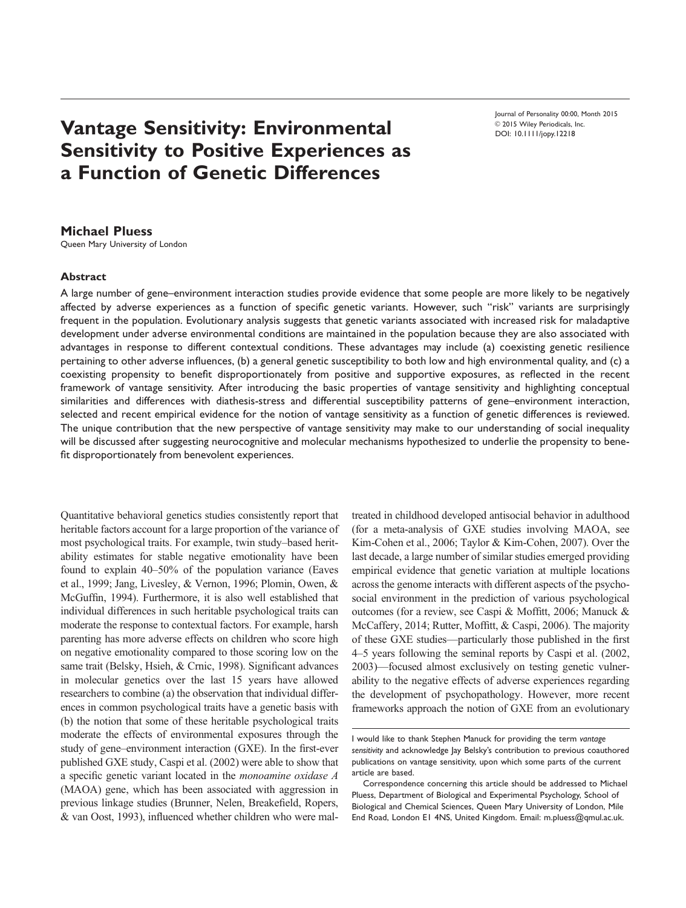Journal of Personality 00:00, Month 2015
© 2015 Wiley Periodicals, Inc.
DOI: 10.1111/jopy.12218

# Vantage Sensitivity: Environmental Sensitivity to Positive Experiences as a Function of Genetic Differences

**Michael Pluess**

Queen Mary University of London

### Abstract

A large number of gene–environment interaction studies provide evidence that some people are more likely to be negatively affected by adverse experiences as a function of specific genetic variants. However, such "risk" variants are surprisingly frequent in the population. Evolutionary analysis suggests that genetic variants associated with increased risk for maladaptive development under adverse environmental conditions are maintained in the population because they are also associated with advantages in response to different contextual conditions. These advantages may include (a) coexisting genetic resilience pertaining to other adverse influences, (b) a general genetic susceptibility to both low and high environmental quality, and (c) a coexisting propensity to benefit disproportionately from positive and supportive exposures, as reflected in the recent framework of vantage sensitivity. After introducing the basic properties of vantage sensitivity and highlighting conceptual similarities and differences with diathesis-stress and differential susceptibility patterns of gene–environment interaction, selected and recent empirical evidence for the notion of vantage sensitivity as a function of genetic differences is reviewed. The unique contribution that the new perspective of vantage sensitivity may make to our understanding of social inequality will be discussed after suggesting neurocognitive and molecular mechanisms hypothesized to underlie the propensity to benefit disproportionately from benevolent experiences.

Quantitative behavioral genetics studies consistently report that heritable factors account for a large proportion of the variance of most psychological traits. For example, twin study–based heritability estimates for stable negative emotionality have been found to explain 40–50% of the population variance (Eaves et al., 1999; Jang, Livesley, & Vernon, 1996; Plomin, Owen, & McGuffin, 1994). Furthermore, it is also well established that individual differences in such heritable psychological traits can moderate the response to contextual factors. For example, harsh parenting has more adverse effects on children who score high on negative emotionality compared to those scoring low on the same trait (Belsky, Hsieh, & Crnic, 1998). Significant advances in molecular genetics over the last 15 years have allowed researchers to combine (a) the observation that individual differences in common psychological traits have a genetic basis with (b) the notion that some of these heritable psychological traits moderate the effects of environmental exposures through the study of gene–environment interaction (GXE). In the first-ever published GXE study, Caspi et al. (2002) were able to show that a specific genetic variant located in the *monoamine oxidase A* (MAOA) gene, which has been associated with aggression in previous linkage studies (Brunner, Nelen, Breakefield, Ropers, & van Oost, 1993), influenced whether children who were maltreated in childhood developed antisocial behavior in adulthood (for a meta-analysis of GXE studies involving MAOA, see Kim-Cohen et al., 2006; Taylor & Kim-Cohen, 2007). Over the last decade, a large number of similar studies emerged providing empirical evidence that genetic variation at multiple locations across the genome interacts with different aspects of the psychosocial environment in the prediction of various psychological outcomes (for a review, see Caspi & Moffitt, 2006; Manuck & McCaffery, 2014; Rutter, Moffitt, & Caspi, 2006). The majority of these GXE studies—particularly those published in the first 4–5 years following the seminal reports by Caspi et al. (2002, 2003)—focused almost exclusively on testing genetic vulnerability to the negative effects of adverse experiences regarding the development of psychopathology. However, more recent frameworks approach the notion of GXE from an evolutionary

I would like to thank Stephen Manuck for providing the term *vantage sensitivity* and acknowledge Jay Belsky's contribution to previous coauthored publications on vantage sensitivity, upon which some parts of the current article are based.

Correspondence concerning this article should be addressed to Michael Pluess, Department of Biological and Experimental Psychology, School of Biological and Chemical Sciences, Queen Mary University of London, Mile End Road, London E1 4NS, United Kingdom. Email: m.pluess@qmul.ac.uk.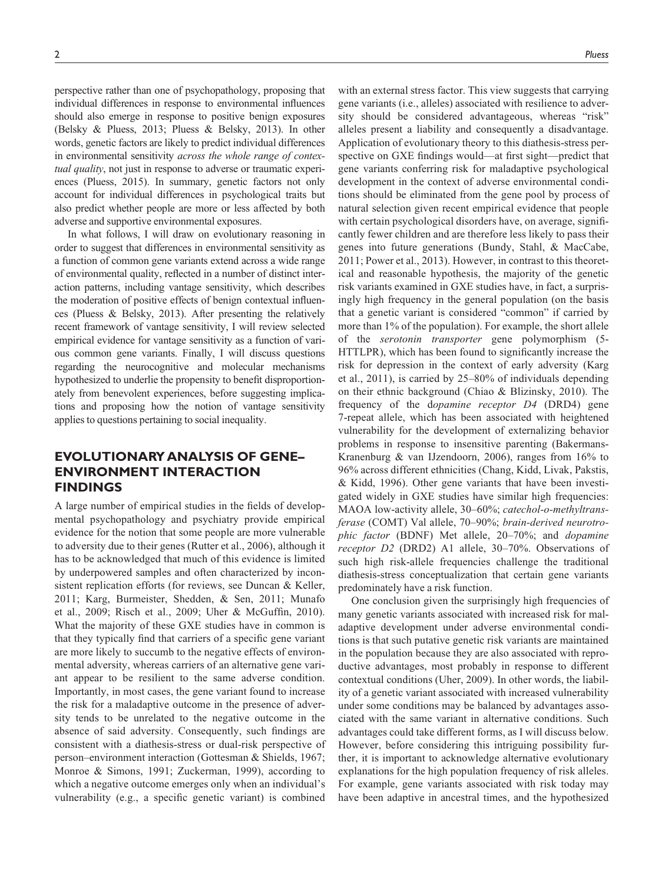perspective rather than one of psychopathology, proposing that individual differences in response to environmental influences should also emerge in response to positive benign exposures (Belsky & Pluess, 2013; Pluess & Belsky, 2013). In other words, genetic factors are likely to predict individual differences in environmental sensitivity *across the whole range of contextual quality*, not just in response to adverse or traumatic experiences (Pluess, 2015). In summary, genetic factors not only account for individual differences in psychological traits but also predict whether people are more or less affected by both adverse and supportive environmental exposures.

In what follows, I will draw on evolutionary reasoning in order to suggest that differences in environmental sensitivity as a function of common gene variants extend across a wide range of environmental quality, reflected in a number of distinct interaction patterns, including vantage sensitivity, which describes the moderation of positive effects of benign contextual influences (Pluess & Belsky, 2013). After presenting the relatively recent framework of vantage sensitivity, I will review selected empirical evidence for vantage sensitivity as a function of various common gene variants. Finally, I will discuss questions regarding the neurocognitive and molecular mechanisms hypothesized to underlie the propensity to benefit disproportionately from benevolent experiences, before suggesting implications and proposing how the notion of vantage sensitivity applies to questions pertaining to social inequality.

## EVOLUTIONARY ANALYSIS OF GENE–ENVIRONMENT INTERACTION FINDINGS

A large number of empirical studies in the fields of developmental psychopathology and psychiatry provide empirical evidence for the notion that some people are more vulnerable to adversity due to their genes (Rutter et al., 2006), although it has to be acknowledged that much of this evidence is limited by underpowered samples and often characterized by inconsistent replication efforts (for reviews, see Duncan & Keller, 2011; Karg, Burmeister, Shedden, & Sen, 2011; Munafo et al., 2009; Risch et al., 2009; Uher & McGuffin, 2010). What the majority of these GXE studies have in common is that they typically find that carriers of a specific gene variant are more likely to succumb to the negative effects of environmental adversity, whereas carriers of an alternative gene variant appear to be resilient to the same adverse condition. Importantly, in most cases, the gene variant found to increase the risk for a maladaptive outcome in the presence of adversity tends to be unrelated to the negative outcome in the absence of said adversity. Consequently, such findings are consistent with a diathesis-stress or dual-risk perspective of person–environment interaction (Gottesman & Shields, 1967; Monroe & Simons, 1991; Zuckerman, 1999), according to which a negative outcome emerges only when an individual's vulnerability (e.g., a specific genetic variant) is combined with an external stress factor. This view suggests that carrying gene variants (i.e., alleles) associated with resilience to adversity should be considered advantageous, whereas "risk" alleles present a liability and consequently a disadvantage. Application of evolutionary theory to this diathesis-stress perspective on GXE findings would—at first sight—predict that gene variants conferring risk for maladaptive psychological development in the context of adverse environmental conditions should be eliminated from the gene pool by process of natural selection given recent empirical evidence that people with certain psychological disorders have, on average, significantly fewer children and are therefore less likely to pass their genes into future generations (Bundy, Stahl, & MacCabe, 2011; Power et al., 2013). However, in contrast to this theoretical and reasonable hypothesis, the majority of the genetic risk variants examined in GXE studies have, in fact, a surprisingly high frequency in the general population (on the basis that a genetic variant is considered "common" if carried by more than 1% of the population). For example, the short allele of the *serotonin transporter* gene polymorphism (5-HTTLPR), which has been found to significantly increase the risk for depression in the context of early adversity (Karg et al., 2011), is carried by 25–80% of individuals depending on their ethnic background (Chiao & Blizinsky, 2010). The frequency of the d*opamine receptor D4* (DRD4) gene 7-repeat allele, which has been associated with heightened vulnerability for the development of externalizing behavior problems in response to insensitive parenting (Bakermans-Kranenburg & van IJzendoorn, 2006), ranges from 16% to 96% across different ethnicities (Chang, Kidd, Livak, Pakstis, & Kidd, 1996). Other gene variants that have been investigated widely in GXE studies have similar high frequencies: MAOA low-activity allele, 30–60%; *catechol-o-methyltransferase* (COMT) Val allele, 70–90%; *brain-derived neurotrophic factor* (BDNF) Met allele, 20–70%; and *dopamine receptor D2* (DRD2) A1 allele, 30–70%. Observations of such high risk-allele frequencies challenge the traditional diathesis-stress conceptualization that certain gene variants predominately have a risk function.

One conclusion given the surprisingly high frequencies of many genetic variants associated with increased risk for maladaptive development under adverse environmental conditions is that such putative genetic risk variants are maintained in the population because they are also associated with reproductive advantages, most probably in response to different contextual conditions (Uher, 2009). In other words, the liability of a genetic variant associated with increased vulnerability under some conditions may be balanced by advantages associated with the same variant in alternative conditions. Such advantages could take different forms, as I will discuss below. However, before considering this intriguing possibility further, it is important to acknowledge alternative evolutionary explanations for the high population frequency of risk alleles. For example, gene variants associated with risk today may have been adaptive in ancestral times, and the hypothesized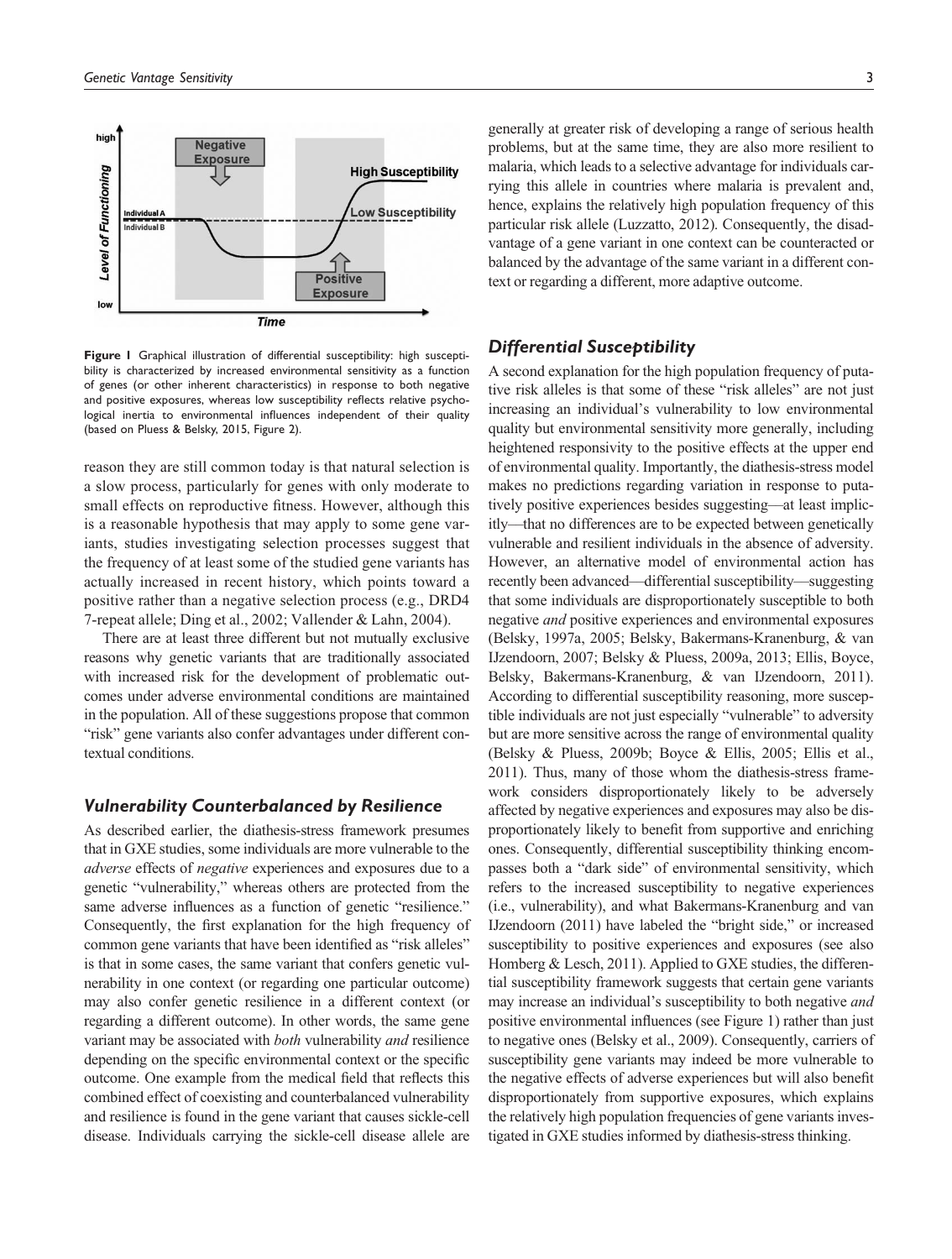high

Negative Exposure

High Susceptibility

Level of Functioning

Individual A

Individual B

Low Susceptibility

Positive Exposure

low

Time

Figure 1 Graphical illustration of differential susceptibility: high susceptibility is characterized by increased environmental sensitivity as a function of genes (or other inherent characteristics) in response to both negative and positive exposures, whereas low susceptibility reflects relative psychological inertia to environmental influences independent of their quality (based on Pluess & Belsky, 2015, Figure 2).

reason they are still common today is that natural selection is a slow process, particularly for genes with only moderate to small effects on reproductive fitness. However, although this is a reasonable hypothesis that may apply to some gene variants, studies investigating selection processes suggest that the frequency of at least some of the studied gene variants has actually increased in recent history, which points toward a positive rather than a negative selection process (e.g., DRD4 7-repeat allele; Ding et al., 2002; Vallender & Lahn, 2004).

There are at least three different but not mutually exclusive reasons why genetic variants that are traditionally associated with increased risk for the development of problematic outcomes under adverse environmental conditions are maintained in the population. All of these suggestions propose that common "risk" gene variants also confer advantages under different contextual conditions.

## Vulnerability Counterbalanced by Resilience

As described earlier, the diathesis-stress framework presumes that in GXE studies, some individuals are more vulnerable to the *adverse* effects of *negative* experiences and exposures due to a genetic "vulnerability," whereas others are protected from the same adverse influences as a function of genetic "resilience." Consequently, the first explanation for the high frequency of common gene variants that have been identified as "risk alleles" is that in some cases, the same variant that confers genetic vulnerability in one context (or regarding one particular outcome) may also confer genetic resilience in a different context (or regarding a different outcome). In other words, the same gene variant may be associated with *both* vulnerability *and* resilience depending on the specific environmental context or the specific outcome. One example from the medical field that reflects this combined effect of coexisting and counterbalanced vulnerability and resilience is found in the gene variant that causes sickle-cell disease. Individuals carrying the sickle-cell disease allele are generally at greater risk of developing a range of serious health problems, but at the same time, they are also more resilient to malaria, which leads to a selective advantage for individuals carrying this allele in countries where malaria is prevalent and, hence, explains the relatively high population frequency of this particular risk allele (Luzzatto, 2012). Consequently, the disadvantage of a gene variant in one context can be counteracted or balanced by the advantage of the same variant in a different context or regarding a different, more adaptive outcome.

## Differential Susceptibility

A second explanation for the high population frequency of putative risk alleles is that some of these "risk alleles" are not just increasing an individual's vulnerability to low environmental quality but environmental sensitivity more generally, including heightened responsivity to the positive effects at the upper end of environmental quality. Importantly, the diathesis-stress model makes no predictions regarding variation in response to putatively positive experiences besides suggesting—at least implicitly—that no differences are to be expected between genetically vulnerable and resilient individuals in the absence of adversity. However, an alternative model of environmental action has recently been advanced—differential susceptibility—suggesting that some individuals are disproportionately susceptible to both negative *and* positive experiences and environmental exposures (Belsky, 1997a, 2005; Belsky, Bakermans-Kranenburg, & van IJzendoorn, 2007; Belsky & Pluess, 2009a, 2013; Ellis, Boyce, Belsky, Bakermans-Kranenburg, & van IJzendoorn, 2011). According to differential susceptibility reasoning, more susceptible individuals are not just especially "vulnerable" to adversity but are more sensitive across the range of environmental quality (Belsky & Pluess, 2009b; Boyce & Ellis, 2005; Ellis et al., 2011). Thus, many of those whom the diathesis-stress framework considers disproportionately likely to be adversely affected by negative experiences and exposures may also be disproportionately likely to benefit from supportive and enriching ones. Consequently, differential susceptibility thinking encompasses both a "dark side" of environmental sensitivity, which refers to the increased susceptibility to negative experiences (i.e., vulnerability), and what Bakermans-Kranenburg and van IJzendoorn (2011) have labeled the "bright side," or increased susceptibility to positive experiences and exposures (see also Homberg & Lesch, 2011). Applied to GXE studies, the differential susceptibility framework suggests that certain gene variants may increase an individual's susceptibility to both negative *and* positive environmental influences (see Figure 1) rather than just to negative ones (Belsky et al., 2009). Consequently, carriers of susceptibility gene variants may indeed be more vulnerable to the negative effects of adverse experiences but will also benefit disproportionately from supportive exposures, which explains the relatively high population frequencies of gene variants investigated in GXE studies informed by diathesis-stress thinking.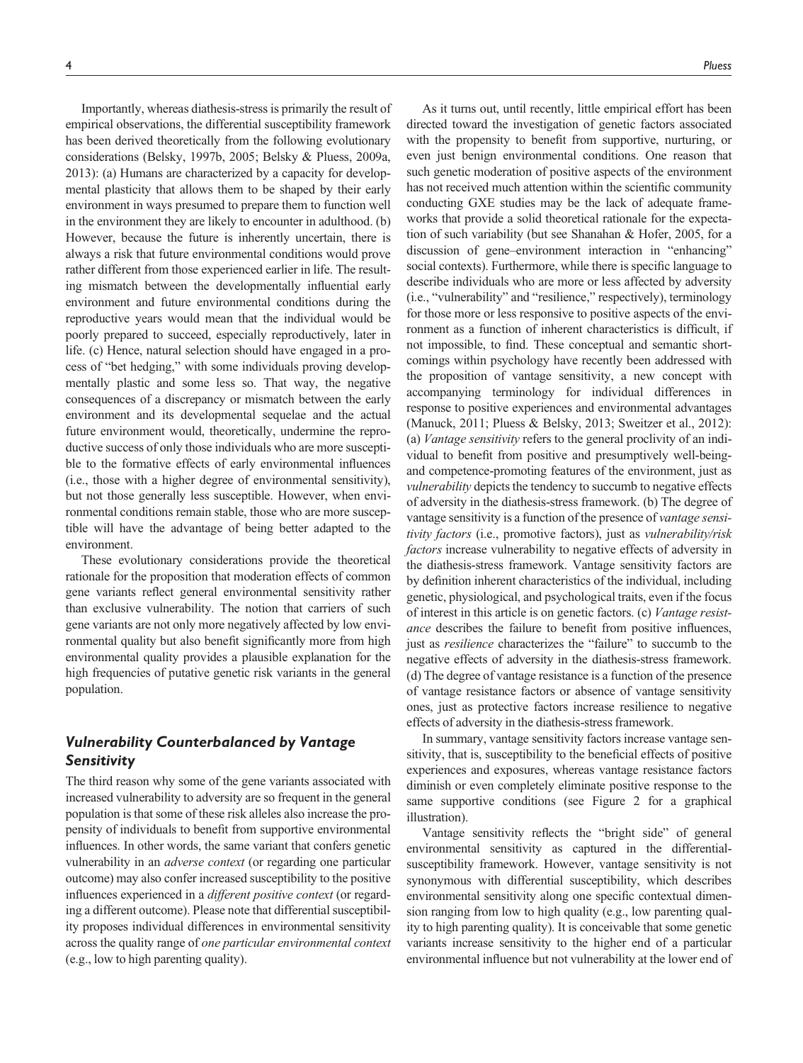Importantly, whereas diathesis-stress is primarily the result of empirical observations, the differential susceptibility framework has been derived theoretically from the following evolutionary considerations (Belsky, 1997b, 2005; Belsky & Pluess, 2009a, 2013): (a) Humans are characterized by a capacity for developmental plasticity that allows them to be shaped by their early environment in ways presumed to prepare them to function well in the environment they are likely to encounter in adulthood. (b) However, because the future is inherently uncertain, there is always a risk that future environmental conditions would prove rather different from those experienced earlier in life. The resulting mismatch between the developmentally influential early environment and future environmental conditions during the reproductive years would mean that the individual would be poorly prepared to succeed, especially reproductively, later in life. (c) Hence, natural selection should have engaged in a process of "bet hedging," with some individuals proving developmentally plastic and some less so. That way, the negative consequences of a discrepancy or mismatch between the early environment and its developmental sequelae and the actual future environment would, theoretically, undermine the reproductive success of only those individuals who are more susceptible to the formative effects of early environmental influences (i.e., those with a higher degree of environmental sensitivity), but not those generally less susceptible. However, when environmental conditions remain stable, those who are more susceptible will have the advantage of being better adapted to the environment.

These evolutionary considerations provide the theoretical rationale for the proposition that moderation effects of common gene variants reflect general environmental sensitivity rather than exclusive vulnerability. The notion that carriers of such gene variants are not only more negatively affected by low environmental quality but also benefit significantly more from high environmental quality provides a plausible explanation for the high frequencies of putative genetic risk variants in the general population.

## Vulnerability Counterbalanced by Vantage Sensitivity

The third reason why some of the gene variants associated with increased vulnerability to adversity are so frequent in the general population is that some of these risk alleles also increase the propensity of individuals to benefit from supportive environmental influences. In other words, the same variant that confers genetic vulnerability in an *adverse context* (or regarding one particular outcome) may also confer increased susceptibility to the positive influences experienced in a *different positive context* (or regarding a different outcome). Please note that differential susceptibility proposes individual differences in environmental sensitivity across the quality range of *one particular environmental context* (e.g., low to high parenting quality).

As it turns out, until recently, little empirical effort has been directed toward the investigation of genetic factors associated with the propensity to benefit from supportive, nurturing, or even just benign environmental conditions. One reason that such genetic moderation of positive aspects of the environment has not received much attention within the scientific community conducting GXE studies may be the lack of adequate frameworks that provide a solid theoretical rationale for the expectation of such variability (but see Shanahan & Hofer, 2005, for a discussion of gene–environment interaction in "enhancing" social contexts). Furthermore, while there is specific language to describe individuals who are more or less affected by adversity (i.e., "vulnerability" and "resilience," respectively), terminology for those more or less responsive to positive aspects of the environment as a function of inherent characteristics is difficult, if not impossible, to find. These conceptual and semantic shortcomings within psychology have recently been addressed with the proposition of vantage sensitivity, a new concept with accompanying terminology for individual differences in response to positive experiences and environmental advantages (Manuck, 2011; Pluess & Belsky, 2013; Sweitzer et al., 2012): (a) *Vantage sensitivity* refers to the general proclivity of an individual to benefit from positive and presumptively well-being- and competence-promoting features of the environment, just as *vulnerability* depicts the tendency to succumb to negative effects of adversity in the diathesis-stress framework. (b) The degree of vantage sensitivity is a function of the presence of *vantage sensitivity factors* (i.e., promotive factors), just as *vulnerability/risk factors* increase vulnerability to negative effects of adversity in the diathesis-stress framework. Vantage sensitivity factors are by definition inherent characteristics of the individual, including genetic, physiological, and psychological traits, even if the focus of interest in this article is on genetic factors. (c) *Vantage resistance* describes the failure to benefit from positive influences, just as *resilience* characterizes the "failure" to succumb to the negative effects of adversity in the diathesis-stress framework. (d) The degree of vantage resistance is a function of the presence of vantage resistance factors or absence of vantage sensitivity ones, just as protective factors increase resilience to negative effects of adversity in the diathesis-stress framework.

In summary, vantage sensitivity factors increase vantage sensitivity, that is, susceptibility to the beneficial effects of positive experiences and exposures, whereas vantage resistance factors diminish or even completely eliminate positive response to the same supportive conditions (see Figure 2 for a graphical illustration).

Vantage sensitivity reflects the "bright side" of general environmental sensitivity as captured in the differential-susceptibility framework. However, vantage sensitivity is not synonymous with differential susceptibility, which describes environmental sensitivity along one specific contextual dimension ranging from low to high quality (e.g., low parenting quality to high parenting quality). It is conceivable that some genetic variants increase sensitivity to the higher end of a particular environmental influence but not vulnerability at the lower end of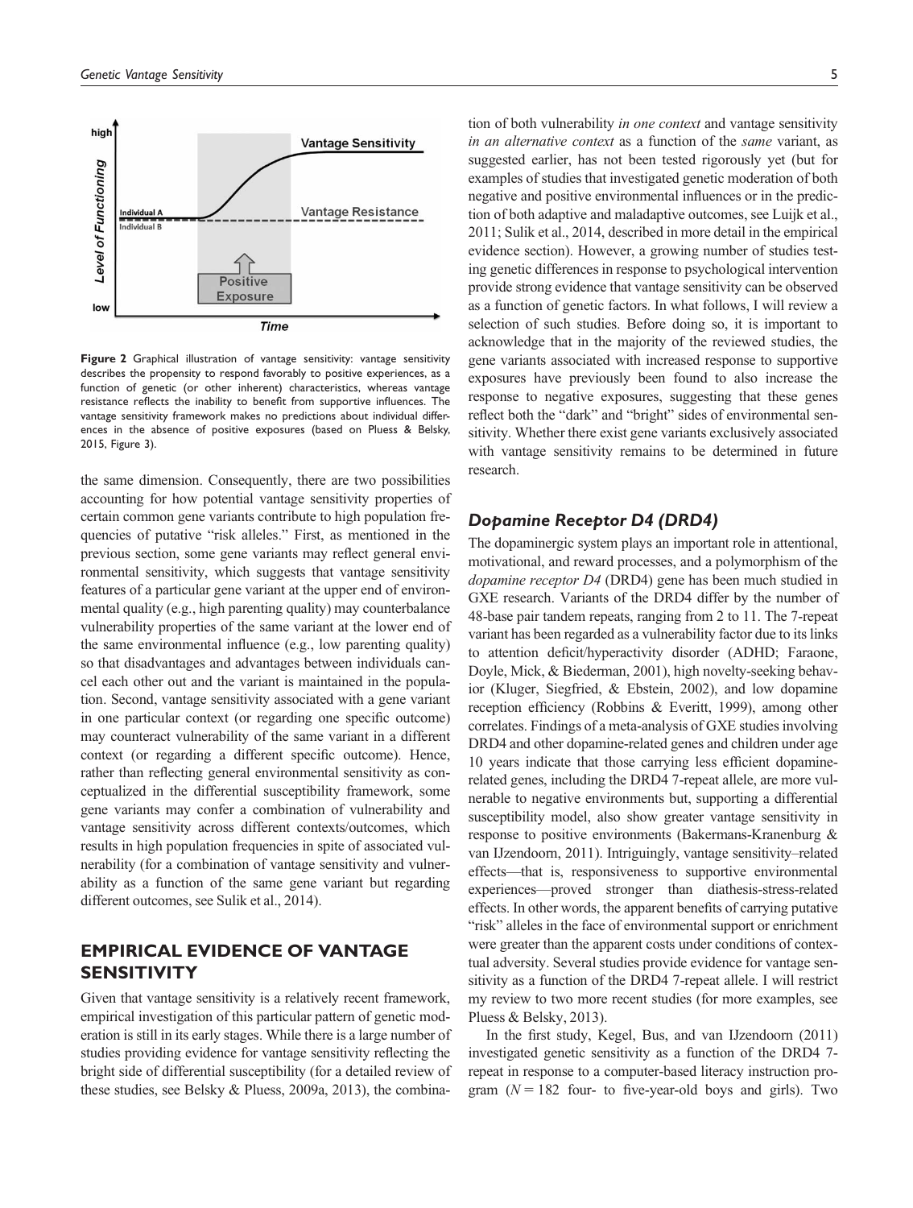Figure 2 Graphical illustration of vantage sensitivity: vantage sensitivity describes the propensity to respond favorably to positive experiences, as a function of genetic (or other inherent) characteristics, whereas vantage resistance reflects the inability to benefit from supportive influences. The vantage sensitivity framework makes no predictions about individual differences in the absence of positive exposures (based on Pluess & Belsky, 2015, Figure 3).

the same dimension. Consequently, there are two possibilities accounting for how potential vantage sensitivity properties of certain common gene variants contribute to high population frequencies of putative "risk alleles." First, as mentioned in the previous section, some gene variants may reflect general environmental sensitivity, which suggests that vantage sensitivity features of a particular gene variant at the upper end of environmental quality (e.g., high parenting quality) may counterbalance vulnerability properties of the same variant at the lower end of the same environmental influence (e.g., low parenting quality) so that disadvantages and advantages between individuals cancel each other out and the variant is maintained in the population. Second, vantage sensitivity associated with a gene variant in one particular context (or regarding one specific outcome) may counteract vulnerability of the same variant in a different context (or regarding a different specific outcome). Hence, rather than reflecting general environmental sensitivity as conceptualized in the differential susceptibility framework, some gene variants may confer a combination of vulnerability and vantage sensitivity across different contexts/outcomes, which results in high population frequencies in spite of associated vulnerability (for a combination of vantage sensitivity and vulnerability as a function of the same gene variant but regarding different outcomes, see Sulik et al., 2014).

## EMPIRICAL EVIDENCE OF VANTAGE SENSITIVITY

Given that vantage sensitivity is a relatively recent framework, empirical investigation of this particular pattern of genetic moderation is still in its early stages. While there is a large number of studies providing evidence for vantage sensitivity reflecting the bright side of differential susceptibility (for a detailed review of these studies, see Belsky & Pluess, 2009a, 2013), the combination of both vulnerability *in one context* and vantage sensitivity *in an alternative context* as a function of the *same* variant, as suggested earlier, has not been tested rigorously yet (but for examples of studies that investigated genetic moderation of both negative and positive environmental influences or in the prediction of both adaptive and maladaptive outcomes, see Luijk et al., 2011; Sulik et al., 2014, described in more detail in the empirical evidence section). However, a growing number of studies testing genetic differences in response to psychological intervention provide strong evidence that vantage sensitivity can be observed as a function of genetic factors. In what follows, I will review a selection of such studies. Before doing so, it is important to acknowledge that in the majority of the reviewed studies, the gene variants associated with increased response to supportive exposures have previously been found to also increase the response to negative exposures, suggesting that these genes reflect both the "dark" and "bright" sides of environmental sensitivity. Whether there exist gene variants exclusively associated with vantage sensitivity remains to be determined in future research.

### Dopamine Receptor D4 (DRD4)

The dopaminergic system plays an important role in attentional, motivational, and reward processes, and a polymorphism of the *dopamine receptor D4* (DRD4) gene has been much studied in GXE research. Variants of the DRD4 differ by the number of 48-base pair tandem repeats, ranging from 2 to 11. The 7-repeat variant has been regarded as a vulnerability factor due to its links to attention deficit/hyperactivity disorder (ADHD; Faraone, Doyle, Mick, & Biederman, 2001), high novelty-seeking behavior (Kluger, Siegfried, & Ebstein, 2002), and low dopamine reception efficiency (Robbins & Everitt, 1999), among other correlates. Findings of a meta-analysis of GXE studies involving DRD4 and other dopamine-related genes and children under age 10 years indicate that those carrying less efficient dopamine-related genes, including the DRD4 7-repeat allele, are more vulnerable to negative environments but, supporting a differential susceptibility model, also show greater vantage sensitivity in response to positive environments (Bakermans-Kranenburg & van IJzendoorn, 2011). Intriguingly, vantage sensitivity–related effects—that is, responsiveness to supportive environmental experiences—proved stronger than diathesis-stress-related effects. In other words, the apparent benefits of carrying putative "risk" alleles in the face of environmental support or enrichment were greater than the apparent costs under conditions of contextual adversity. Several studies provide evidence for vantage sensitivity as a function of the DRD4 7-repeat allele. I will restrict my review to two more recent studies (for more examples, see Pluess & Belsky, 2013).

In the first study, Kegel, Bus, and van IJzendoorn (2011) investigated genetic sensitivity as a function of the DRD4 7-repeat in response to a computer-based literacy instruction program ($N = 182$ four- to five-year-old boys and girls). Two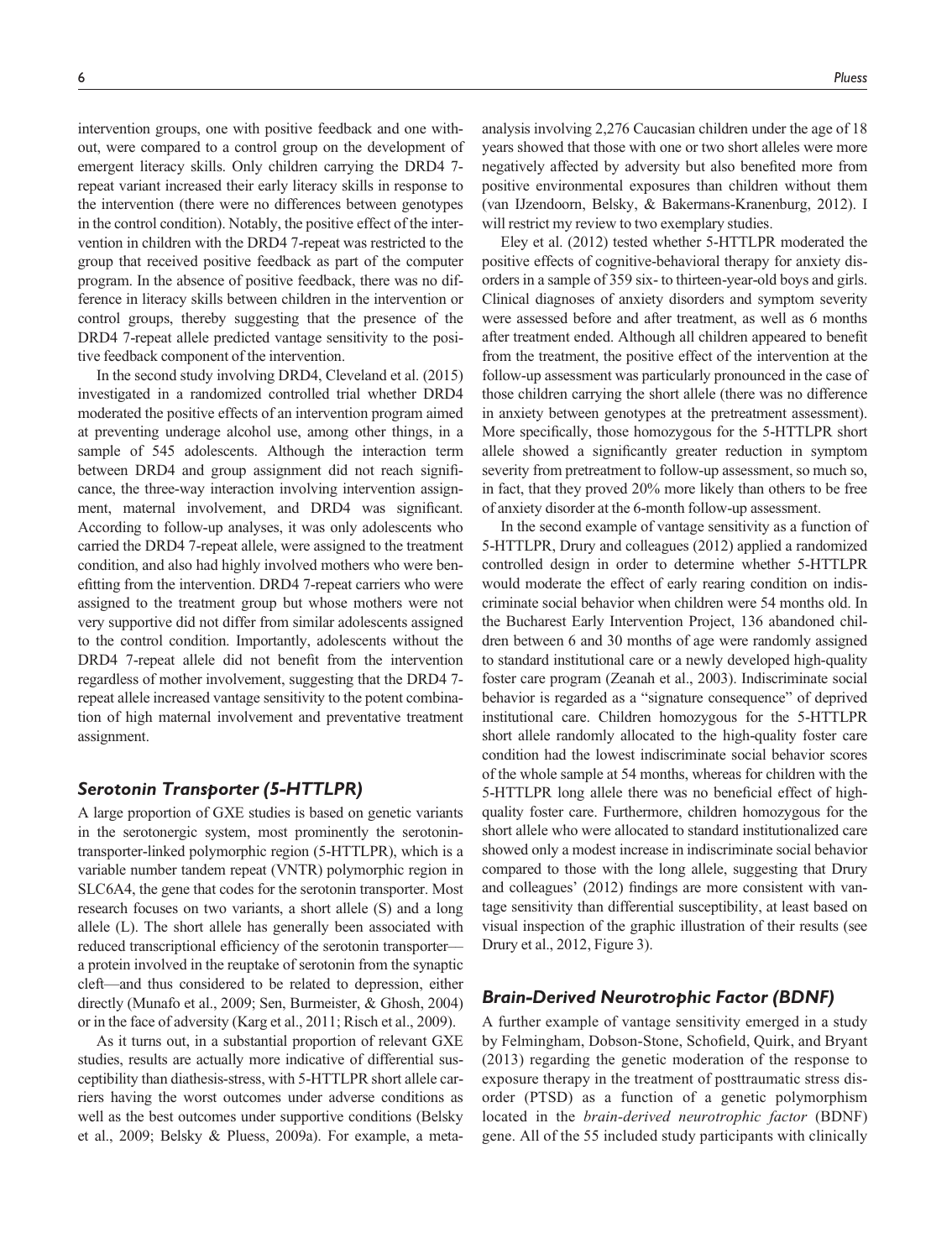intervention groups, one with positive feedback and one without, were compared to a control group on the development of emergent literacy skills. Only children carrying the DRD4 7-repeat variant increased their early literacy skills in response to the intervention (there were no differences between genotypes in the control condition). Notably, the positive effect of the intervention in children with the DRD4 7-repeat was restricted to the group that received positive feedback as part of the computer program. In the absence of positive feedback, there was no difference in literacy skills between children in the intervention or control groups, thereby suggesting that the presence of the DRD4 7-repeat allele predicted vantage sensitivity to the positive feedback component of the intervention.

In the second study involving DRD4, Cleveland et al. (2015) investigated in a randomized controlled trial whether DRD4 moderated the positive effects of an intervention program aimed at preventing adolescent alcohol use, among other things, in a sample of 545 adolescents. Although the interaction term between DRD4 and group assignment did not reach significance, the three-way interaction involving intervention assignment, maternal involvement, and DRD4 was significant. According to follow-up analyses, it was only adolescents who carried the DRD4 7-repeat allele, were assigned to the treatment condition, and also had highly involved mothers who were benefitting from the intervention. DRD4 7-repeat carriers who were assigned to the treatment group but whose mothers were not very supportive did not differ from similar adolescents assigned to the control condition. Importantly, adolescents without the DRD4 7-repeat allele did not benefit from the intervention regardless of mother involvement, suggesting that the DRD4 7-repeat allele increased vantage sensitivity to the potent combination of high maternal involvement and preventative treatment assignment.

### *Serotonin Transporter (5-HTTLPR)*

A large proportion of GXE studies is based on genetic variants in the serotonergic system, most prominently the serotonin-transporter-linked polymorphic region (5-HTTLPR), which is a variable number tandem repeat (VNTR) polymorphic region in SLC6A4, the gene that codes for the serotonin transporter. Most research focuses on two variants, a short allele (S) and a long allele (L). The short allele has generally been associated with reduced transcriptional efficiency of the serotonin transporter—a protein involved in the reuptake of serotonin from the synaptic cleft—and thus considered to be related to depression, either directly (Munafo et al., 2009; Sen, Burmeister, & Ghosh, 2004) or in the face of adversity (Karg et al., 2011; Risch et al., 2009).

As it turns out, in a substantial proportion of relevant GXE studies, results are actually more indicative of differential susceptibility than diathesis-stress, with 5-HTTLPR short allele carriers having the worst outcomes under adverse conditions as well as the best outcomes under supportive conditions (Belsky et al., 2009; Belsky & Pluess, 2009a). For example, a meta-analysis involving 2,276 Caucasian children under the age of 18 years showed that those with one or two short alleles were more negatively affected by adversity but also benefited more from positive environmental exposures than children without them (van IJzendoorn, Belsky, & Bakermans-Kranenburg, 2012). I will restrict my review to two exemplary studies.

Eley et al. (2012) tested whether 5-HTTLPR moderated the positive effects of cognitive-behavioral therapy for anxiety disorders in a sample of 359 six- to thirteen-year-old boys and girls. Clinical diagnoses of anxiety disorders and symptom severity were assessed before and after treatment, as well as 6 months after treatment ended. Although all children appeared to benefit from the treatment, the positive effect of the intervention at the follow-up assessment was particularly pronounced in the case of those children carrying the short allele (there was no difference in anxiety between genotypes at the pretreatment assessment). More specifically, those homozygous for the 5-HTTLPR short allele showed a significantly greater reduction in symptom severity from pretreatment to follow-up assessment, so much so, in fact, that they proved 20% more likely than others to be free of anxiety disorder at the 6-month follow-up assessment.

In the second example of vantage sensitivity as a function of 5-HTTLPR, Drury and colleagues (2012) applied a randomized controlled design in order to determine whether 5-HTTLPR would moderate the effect of early rearing condition on indiscriminate social behavior when children were 54 months old. In the Bucharest Early Intervention Project, 136 abandoned children between 6 and 30 months of age were randomly assigned to standard institutional care or a newly developed high-quality foster care program (Zeanah et al., 2003). Indiscriminate social behavior is regarded as a "signature consequence" of deprived institutional care. Children homozygous for the 5-HTTLPR short allele randomly allocated to the high-quality foster care condition had the lowest indiscriminate social behavior scores of the whole sample at 54 months, whereas for children with the 5-HTTLPR long allele there was no beneficial effect of high-quality foster care. Furthermore, children homozygous for the short allele who were allocated to standard institutionalized care showed only a modest increase in indiscriminate social behavior compared to those with the long allele, suggesting that Drury and colleagues' (2012) findings are more consistent with vantage sensitivity than differential susceptibility, at least based on visual inspection of the graphic illustration of their results (see Drury et al., 2012, Figure 3).

### *Brain-Derived Neurotrophic Factor (BDNF)*

A further example of vantage sensitivity emerged in a study by Felmingham, Dobson-Stone, Schofield, Quirk, and Bryant (2013) regarding the genetic moderation of the response to exposure therapy in the treatment of posttraumatic stress disorder (PTSD) as a function of a genetic polymorphism located in the *brain-derived neurotrophic factor* (BDNF) gene. All of the 55 included study participants with clinically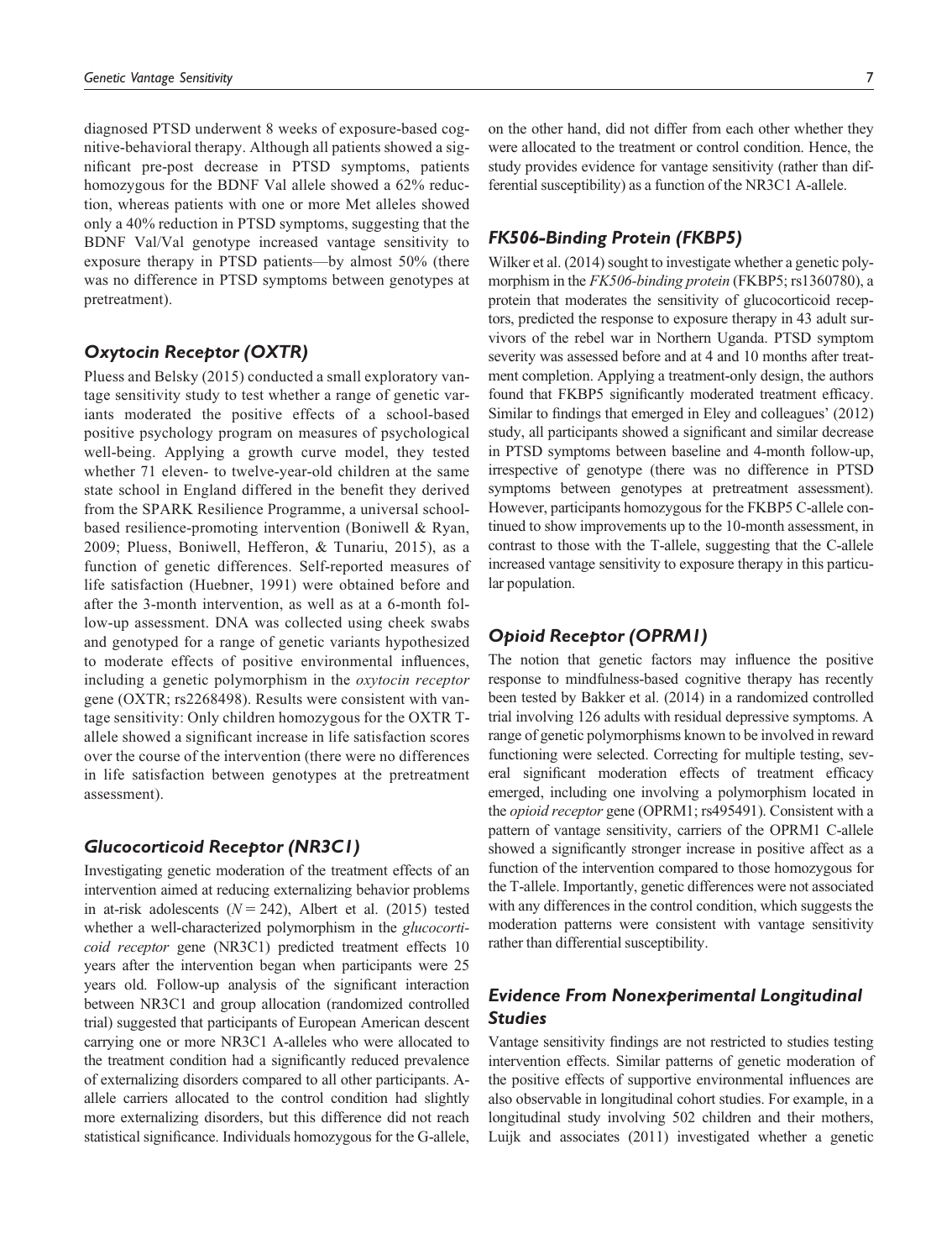diagnosed PTSD underwent 8 weeks of exposure-based cognitive-behavioral therapy. Although all patients showed a significant pre-post decrease in PTSD symptoms, patients homozygous for the BDNF Val allele showed a 62% reduction, whereas patients with one or more Met alleles showed only a 40% reduction in PTSD symptoms, suggesting that the BDNF Val/Val genotype increased vantage sensitivity to exposure therapy in PTSD patients—by almost 50% (there was no difference in PTSD symptoms between genotypes at pretreatment).

### Oxytocin Receptor (OXTR)

Pluess and Belsky (2015) conducted a small exploratory vantage sensitivity study to test whether a range of genetic variants moderated the positive effects of a school-based positive psychology program on measures of psychological well-being. Applying a growth curve model, they tested whether 71 eleven- to twelve-year-old children at the same state school in England differed in the benefit they derived from the SPARK Resilience Programme, a universal school-based resilience-promoting intervention (Boniwell & Ryan, 2009; Pluess, Boniwell, Hefferon, & Tunariu, 2015), as a function of genetic differences. Self-reported measures of life satisfaction (Huebner, 1991) were obtained before and after the 3-month intervention, as well as at a 6-month follow-up assessment. DNA was collected using cheek swabs and genotyped for a range of genetic variants hypothesized to moderate effects of positive environmental influences, including a genetic polymorphism in the *oxytocin receptor* gene (OXTR; rs2268498). Results were consistent with vantage sensitivity: Only children homozygous for the OXTR T-allele showed a significant increase in life satisfaction scores over the course of the intervention (there were no differences in life satisfaction between genotypes at the pretreatment assessment).

### Glucocorticoid Receptor (NR3C1)

Investigating genetic moderation of the treatment effects of an intervention aimed at reducing externalizing behavior problems in at-risk adolescents ($N = 242$), Albert et al. (2015) tested whether a well-characterized polymorphism in the *glucocorticoid receptor* gene (NR3C1) predicted treatment effects 10 years after the intervention began when participants were 25 years old. Follow-up analysis of the significant interaction between NR3C1 and group allocation (randomized controlled trial) suggested that participants of European American descent carrying one or more NR3C1 A-alleles who were allocated to the treatment condition had a significantly reduced prevalence of externalizing disorders compared to all other participants. A-allele carriers allocated to the control condition had slightly more externalizing disorders, but this difference did not reach statistical significance. Individuals homozygous for the G-allele, on the other hand, did not differ from each other whether they were allocated to the treatment or control condition. Hence, the study provides evidence for vantage sensitivity (rather than differential susceptibility) as a function of the NR3C1 A-allele.

### FK506-Binding Protein (FKBP5)

Wilker et al. (2014) sought to investigate whether a genetic polymorphism in the *FK506-binding protein* (FKBP5; rs1360780), a protein that moderates the sensitivity of glucocorticoid receptors, predicted the response to exposure therapy in 43 adult survivors of the rebel war in Northern Uganda. PTSD symptom severity was assessed before and at 4 and 10 months after treatment completion. Applying a treatment-only design, the authors found that FKBP5 significantly moderated treatment efficacy. Similar to findings that emerged in Eley and colleagues' (2012) study, all participants showed a significant and similar decrease in PTSD symptoms between baseline and 4-month follow-up, irrespective of genotype (there was no difference in PTSD symptoms between genotypes at pretreatment assessment). However, participants homozygous for the FKBP5 C-allele continued to show improvements up to the 10-month assessment, in contrast to those with the T-allele, suggesting that the C-allele increased vantage sensitivity to exposure therapy in this particular population.

### Opioid Receptor (OPRM1)

The notion that genetic factors may influence the positive response to mindfulness-based cognitive therapy has recently been tested by Bakker et al. (2014) in a randomized controlled trial involving 126 adults with residual depressive symptoms. A range of genetic polymorphisms known to be involved in reward functioning were selected. Correcting for multiple testing, several significant moderation effects of treatment efficacy emerged, including one involving a polymorphism located in the *opioid receptor* gene (OPRM1; rs495491). Consistent with a pattern of vantage sensitivity, carriers of the OPRM1 C-allele showed a significantly stronger increase in positive affect as a function of the intervention compared to those homozygous for the T-allele. Importantly, genetic differences were not associated with any differences in the control condition, which suggests the moderation patterns were consistent with vantage sensitivity rather than differential susceptibility.

## Evidence From Nonexperimental Longitudinal Studies

Vantage sensitivity findings are not restricted to studies testing intervention effects. Similar patterns of genetic moderation of the positive effects of supportive environmental influences are also observable in longitudinal cohort studies. For example, in a longitudinal study involving 502 children and their mothers, Luijk and associates (2011) investigated whether a genetic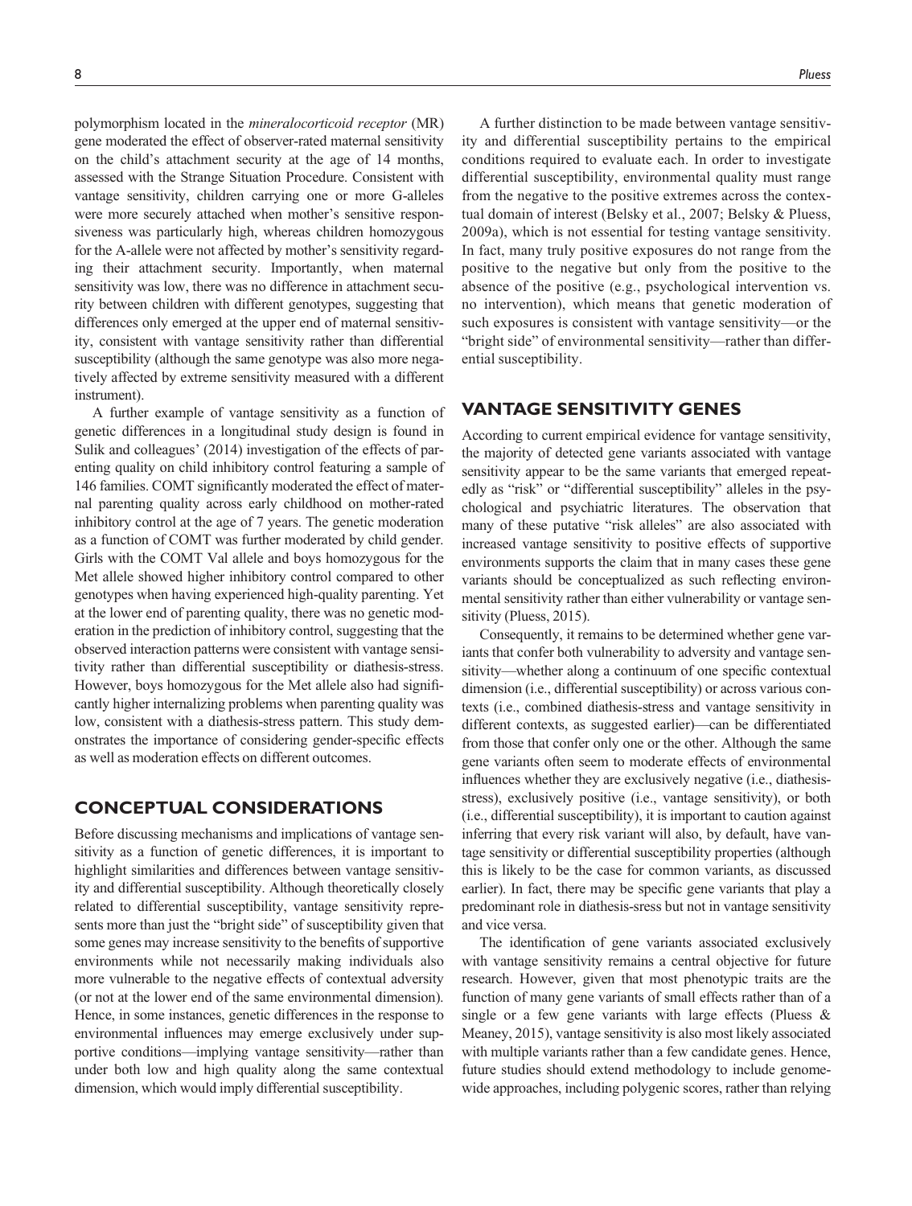polymorphism located in the *mineralocorticoid receptor* (MR) gene moderated the effect of observer-rated maternal sensitivity on the child's attachment security at the age of 14 months, assessed with the Strange Situation Procedure. Consistent with vantage sensitivity, children carrying one or more G-alleles were more securely attached when mother's sensitive responsiveness was particularly high, whereas children homozygous for the A-allele were not affected by mother's sensitivity regarding their attachment security. Importantly, when maternal sensitivity was low, there was no difference in attachment security between children with different genotypes, suggesting that differences only emerged at the upper end of maternal sensitivity, consistent with vantage sensitivity rather than differential susceptibility (although the same genotype was also more negatively affected by extreme sensitivity measured with a different instrument).

A further example of vantage sensitivity as a function of genetic differences in a longitudinal study design is found in Sulik and colleagues' (2014) investigation of the effects of parenting quality on child inhibitory control featuring a sample of 146 families. COMT significantly moderated the effect of maternal parenting quality across early childhood on mother-rated inhibitory control at the age of 7 years. The genetic moderation as a function of COMT was further moderated by child gender. Girls with the COMT Val allele and boys homozygous for the Met allele showed higher inhibitory control compared to other genotypes when having experienced high-quality parenting. Yet at the lower end of parenting quality, there was no genetic moderation in the prediction of inhibitory control, suggesting that the observed interaction patterns were consistent with vantage sensitivity rather than differential susceptibility or diathesis-stress. However, boys homozygous for the Met allele also had significantly higher internalizing problems when parenting quality was low, consistent with a diathesis-stress pattern. This study demonstrates the importance of considering gender-specific effects as well as moderation effects on different outcomes.

## CONCEPTUAL CONSIDERATIONS

Before discussing mechanisms and implications of vantage sensitivity as a function of genetic differences, it is important to highlight similarities and differences between vantage sensitivity and differential susceptibility. Although theoretically closely related to differential susceptibility, vantage sensitivity represents more than just the "bright side" of susceptibility given that some genes may increase sensitivity to the benefits of supportive environments while not necessarily making individuals also more vulnerable to the negative effects of contextual adversity (or not at the lower end of the same environmental dimension). Hence, in some instances, genetic differences in the response to environmental influences may emerge exclusively under supportive conditions—implying vantage sensitivity—rather than under both low and high quality along the same contextual dimension, which would imply differential susceptibility.

A further distinction to be made between vantage sensitivity and differential susceptibility pertains to the empirical conditions required to evaluate each. In order to investigate differential susceptibility, environmental quality must range from the negative to the positive extremes across the contextual domain of interest (Belsky et al., 2007; Belsky & Pluess, 2009a), which is not essential for testing vantage sensitivity. In fact, many truly positive exposures do not range from the positive to the negative but only from the positive to the absence of the positive (e.g., psychological intervention vs. no intervention), which means that genetic moderation of such exposures is consistent with vantage sensitivity—or the "bright side" of environmental sensitivity—rather than differential susceptibility.

## VANTAGE SENSITIVITY GENES

According to current empirical evidence for vantage sensitivity, the majority of detected gene variants associated with vantage sensitivity appear to be the same variants that emerged repeatedly as "risk" or "differential susceptibility" alleles in the psychological and psychiatric literatures. The observation that many of these putative "risk alleles" are also associated with increased vantage sensitivity to positive effects of supportive environments supports the claim that in many cases these gene variants should be conceptualized as such reflecting environmental sensitivity rather than either vulnerability or vantage sensitivity (Pluess, 2015).

Consequently, it remains to be determined whether gene variants that confer both vulnerability to adversity and vantage sensitivity—whether along a continuum of one specific contextual dimension (i.e., differential susceptibility) or across various contexts (i.e., combined diathesis-stress and vantage sensitivity in different contexts, as suggested earlier)—can be differentiated from those that confer only one or the other. Although the same gene variants often seem to moderate effects of environmental influences whether they are exclusively negative (i.e., diathesis-stress), exclusively positive (i.e., vantage sensitivity), or both (i.e., differential susceptibility), it is important to caution against inferring that every risk variant will also, by default, have vantage sensitivity or differential susceptibility properties (although this is likely to be the case for common variants, as discussed earlier). In fact, there may be specific gene variants that play a predominant role in diathesis-sress but not in vantage sensitivity and vice versa.

The identification of gene variants associated exclusively with vantage sensitivity remains a central objective for future research. However, given that most phenotypic traits are the function of many gene variants of small effects rather than of a single or a few gene variants with large effects (Pluess & Meaney, 2015), vantage sensitivity is also most likely associated with multiple variants rather than a few candidate genes. Hence, future studies should extend methodology to include genome-wide approaches, including polygenic scores, rather than relying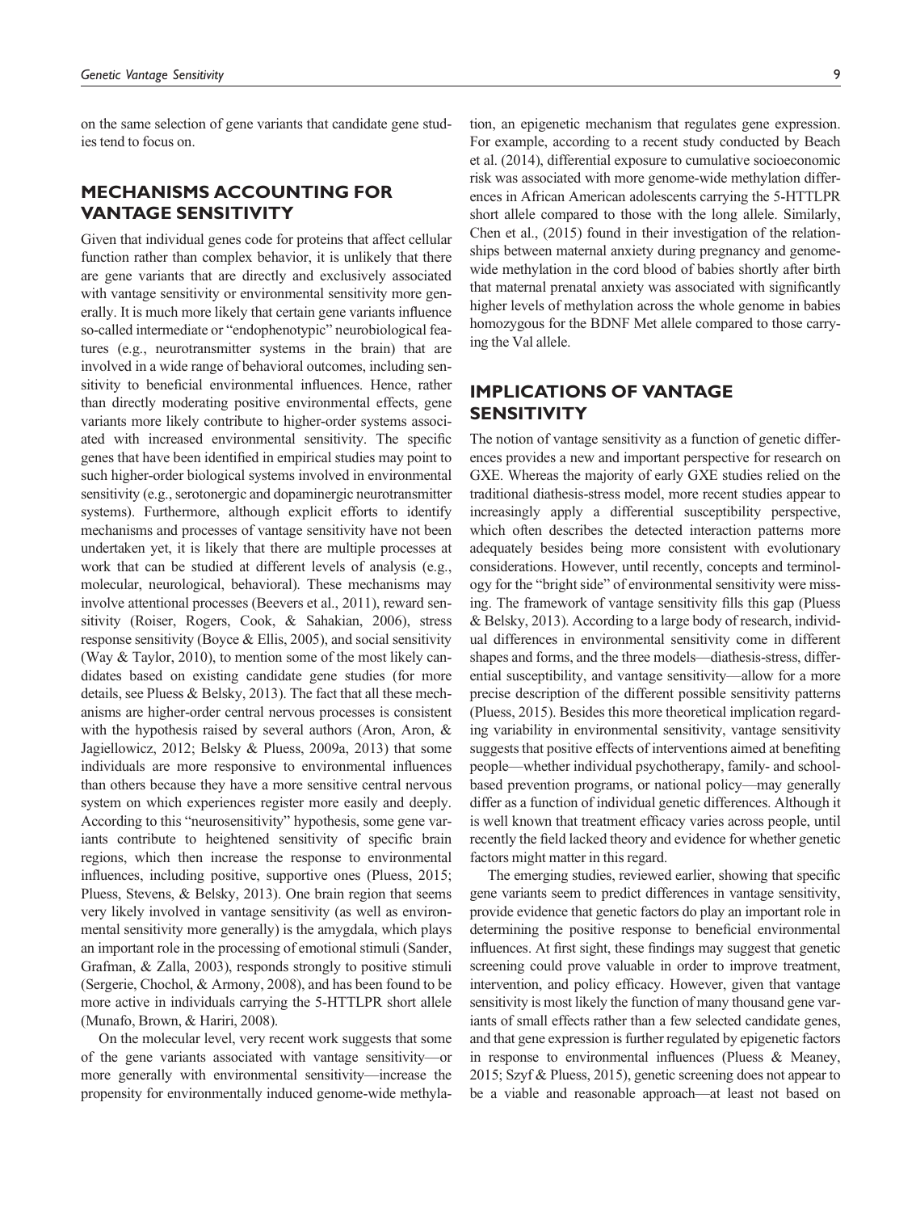on the same selection of gene variants that candidate gene studies tend to focus on.

## MECHANISMS ACCOUNTING FOR VANTAGE SENSITIVITY

Given that individual genes code for proteins that affect cellular function rather than complex behavior, it is unlikely that there are gene variants that are directly and exclusively associated with vantage sensitivity or environmental sensitivity more generally. It is much more likely that certain gene variants influence so-called intermediate or "endophenotypic" neurobiological features (e.g., neurotransmitter systems in the brain) that are involved in a wide range of behavioral outcomes, including sensitivity to beneficial environmental influences. Hence, rather than directly moderating positive environmental effects, gene variants more likely contribute to higher-order systems associated with increased environmental sensitivity. The specific genes that have been identified in empirical studies may point to such higher-order biological systems involved in environmental sensitivity (e.g., serotonergic and dopaminergic neurotransmitter systems). Furthermore, although explicit efforts to identify mechanisms and processes of vantage sensitivity have not been undertaken yet, it is likely that there are multiple processes at work that can be studied at different levels of analysis (e.g., molecular, neurological, behavioral). These mechanisms may involve attentional processes (Beevers et al., 2011), reward sensitivity (Roiser, Rogers, Cook, & Sahakian, 2006), stress response sensitivity (Boyce & Ellis, 2005), and social sensitivity (Way & Taylor, 2010), to mention some of the most likely candidates based on existing candidate gene studies (for more details, see Pluess & Belsky, 2013). The fact that all these mechanisms are higher-order central nervous processes is consistent with the hypothesis raised by several authors (Aron, Aron, & Jagiellowicz, 2012; Belsky & Pluess, 2009a, 2013) that some individuals are more responsive to environmental influences than others because they have a more sensitive central nervous system on which experiences register more easily and deeply. According to this "neurosensitivity" hypothesis, some gene variants contribute to heightened sensitivity of specific brain regions, which then increase the response to environmental influences, including positive, supportive ones (Pluess, 2015; Pluess, Stevens, & Belsky, 2013). One brain region that seems very likely involved in vantage sensitivity (as well as environmental sensitivity more generally) is the amygdala, which plays an important role in the processing of emotional stimuli (Sander, Grafman, & Zalla, 2003), responds strongly to positive stimuli (Sergerie, Chochol, & Armony, 2008), and has been found to be more active in individuals carrying the 5-HTTLPR short allele (Munafo, Brown, & Hariri, 2008).

On the molecular level, very recent work suggests that some of the gene variants associated with vantage sensitivity—or more generally with environmental sensitivity—increase the propensity for environmentally induced genome-wide methylation, an epigenetic mechanism that regulates gene expression. For example, according to a recent study conducted by Beach et al. (2014), differential exposure to cumulative socioeconomic risk was associated with more genome-wide methylation differences in African American adolescents carrying the 5-HTTLPR short allele compared to those with the long allele. Similarly, Chen et al., (2015) found in their investigation of the relationships between maternal anxiety during pregnancy and genome-wide methylation in the cord blood of babies shortly after birth that maternal prenatal anxiety was associated with significantly higher levels of methylation across the whole genome in babies homozygous for the BDNF Met allele compared to those carrying the Val allele.

## IMPLICATIONS OF VANTAGE SENSITIVITY

The notion of vantage sensitivity as a function of genetic differences provides a new and important perspective for research on GXE. Whereas the majority of early GXE studies relied on the traditional diathesis-stress model, more recent studies appear to increasingly apply a differential susceptibility perspective, which often describes the detected interaction patterns more adequately besides being more consistent with evolutionary considerations. However, until recently, concepts and terminology for the "bright side" of environmental sensitivity were missing. The framework of vantage sensitivity fills this gap (Pluess & Belsky, 2013). According to a large body of research, individual differences in environmental sensitivity come in different shapes and forms, and the three models—diathesis-stress, differential susceptibility, and vantage sensitivity—allow for a more precise description of the different possible sensitivity patterns (Pluess, 2015). Besides this more theoretical implication regarding variability in environmental sensitivity, vantage sensitivity suggests that positive effects of interventions aimed at benefiting people—whether individual psychotherapy, family- and school-based prevention programs, or national policy—may generally differ as a function of individual genetic differences. Although it is well known that treatment efficacy varies across people, until recently the field lacked theory and evidence for whether genetic factors might matter in this regard.

The emerging studies, reviewed earlier, showing that specific gene variants seem to predict differences in vantage sensitivity, provide evidence that genetic factors do play an important role in determining the positive response to beneficial environmental influences. At first sight, these findings may suggest that genetic screening could prove valuable in order to improve treatment, intervention, and policy efficacy. However, given that vantage sensitivity is most likely the function of many thousand gene variants of small effects rather than a few selected candidate genes, and that gene expression is further regulated by epigenetic factors in response to environmental influences (Pluess & Meaney, 2015; Szyf & Pluess, 2015), genetic screening does not appear to be a viable and reasonable approach—at least not based on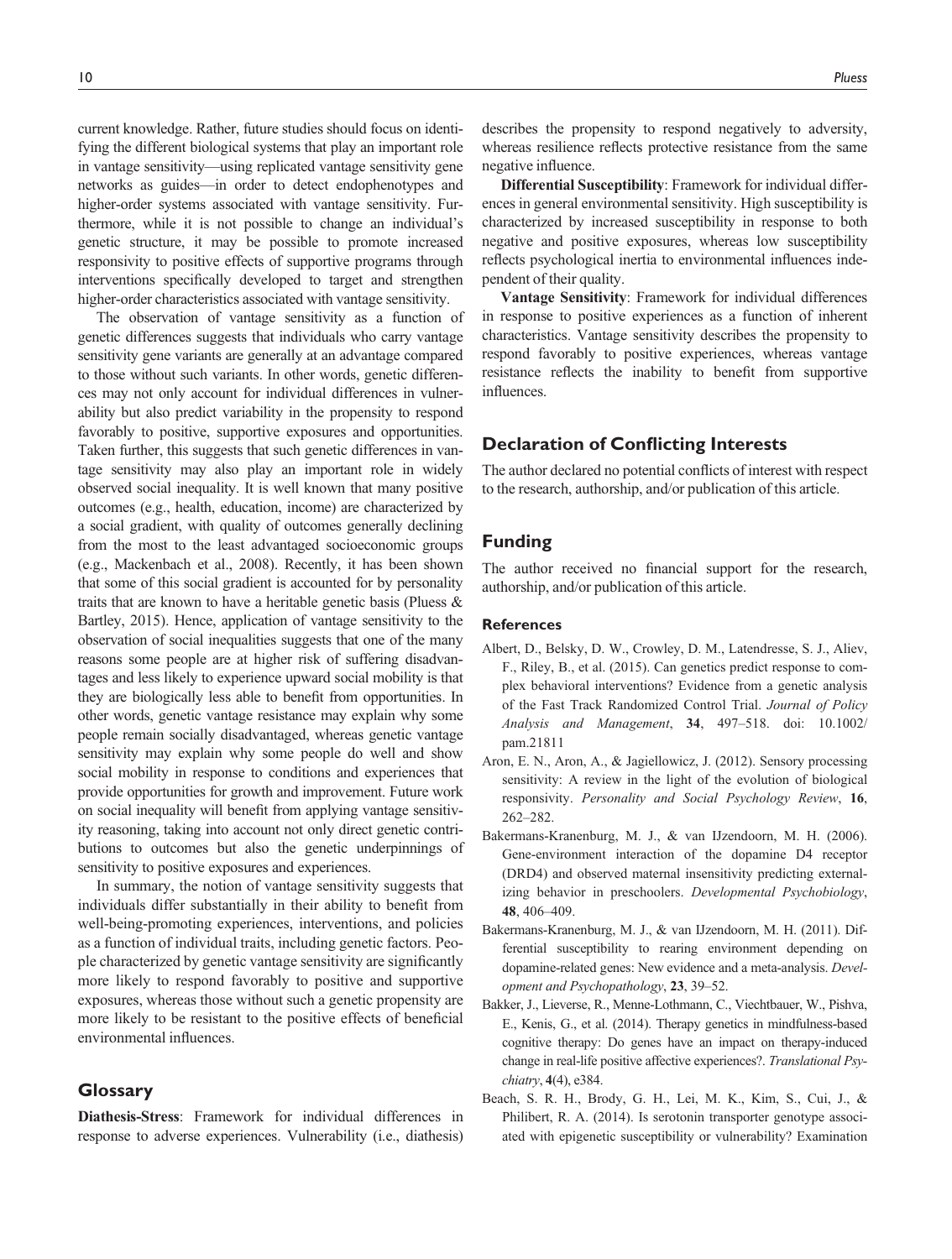current knowledge. Rather, future studies should focus on identifying the different biological systems that play an important role in vantage sensitivity—using replicated vantage sensitivity gene networks as guides—in order to detect endophenotypes and higher-order systems associated with vantage sensitivity. Furthermore, while it is not possible to change an individual's genetic structure, it may be possible to promote increased responsivity to positive effects of supportive programs through interventions specifically developed to target and strengthen higher-order characteristics associated with vantage sensitivity.

The observation of vantage sensitivity as a function of genetic differences suggests that individuals who carry vantage sensitivity gene variants are generally at an advantage compared to those without such variants. In other words, genetic differences may not only account for individual differences in vulnerability but also predict variability in the propensity to respond favorably to positive, supportive exposures and opportunities. Taken further, this suggests that such genetic differences in vantage sensitivity may also play an important role in widely observed social inequality. It is well known that many positive outcomes (e.g., health, education, income) are characterized by a social gradient, with quality of outcomes generally declining from the most to the least advantaged socioeconomic groups (e.g., Mackenbach et al., 2008). Recently, it has been shown that some of this social gradient is accounted for by personality traits that are known to have a heritable genetic basis (Pluess & Bartley, 2015). Hence, application of vantage sensitivity to the observation of social inequalities suggests that one of the many reasons some people are at higher risk of suffering disadvantages and less likely to experience upward social mobility is that they are biologically less able to benefit from opportunities. In other words, genetic vantage resistance may explain why some people remain socially disadvantaged, whereas genetic vantage sensitivity may explain why some people do well and show social mobility in response to conditions and experiences that provide opportunities for growth and improvement. Future work on social inequality will benefit from applying vantage sensitivity reasoning, taking into account not only direct genetic contributions to outcomes but also the genetic underpinnings of sensitivity to positive exposures and experiences.

In summary, the notion of vantage sensitivity suggests that individuals differ substantially in their ability to benefit from well-being-promoting experiences, interventions, and policies as a function of individual traits, including genetic factors. People characterized by genetic vantage sensitivity are significantly more likely to respond favorably to positive and supportive exposures, whereas those without such a genetic propensity are more likely to be resistant to the positive effects of beneficial environmental influences.

## Glossary

**Diathesis-Stress**: Framework for individual differences in response to adverse experiences. Vulnerability (i.e., diathesis) describes the propensity to respond negatively to adversity, whereas resilience reflects protective resistance from the same negative influence.

**Differential Susceptibility**: Framework for individual differences in general environmental sensitivity. High susceptibility is characterized by increased susceptibility in response to both negative and positive exposures, whereas low susceptibility reflects psychological inertia to environmental influences independent of their quality.

**Vantage Sensitivity**: Framework for individual differences in response to positive experiences as a function of inherent characteristics. Vantage sensitivity describes the propensity to respond favorably to positive experiences, whereas vantage resistance reflects the inability to benefit from supportive influences.

## Declaration of Conflicting Interests

The author declared no potential conflicts of interest with respect to the research, authorship, and/or publication of this article.

## Funding

The author received no financial support for the research, authorship, and/or publication of this article.

### References

Albert, D., Belsky, D. W., Crowley, D. M., Latendresse, S. J., Aliev, F., Riley, B., et al. (2015). Can genetics predict response to complex behavioral interventions? Evidence from a genetic analysis of the Fast Track Randomized Control Trial. *Journal of Policy Analysis and Management*, **34**, 497–518. doi: 10.1002/pam.21811

Aron, E. N., Aron, A., & Jagiellowicz, J. (2012). Sensory processing sensitivity: A review in the light of the evolution of biological responsivity. *Personality and Social Psychology Review*, **16**, 262–282.

Bakermans-Kranenburg, M. J., & van IJzendoorn, M. H. (2006). Gene-environment interaction of the dopamine D4 receptor (DRD4) and observed maternal insensitivity predicting externalizing behavior in preschoolers. *Developmental Psychobiology*, **48**, 406–409.

Bakermans-Kranenburg, M. J., & van IJzendoorn, M. H. (2011). Differential susceptibility to rearing environment depending on dopamine-related genes: New evidence and a meta-analysis. *Development and Psychopathology*, **23**, 39–52.

Bakker, J., Lieverse, R., Menne-Lothmann, C., Viechtbauer, W., Pishva, E., Kenis, G., et al. (2014). Therapy genetics in mindfulness-based cognitive therapy: Do genes have an impact on therapy-induced change in real-life positive affective experiences?. *Translational Psychiatry*, **4**(4), e384.

Beach, S. R. H., Brody, G. H., Lei, M. K., Kim, S., Cui, J., & Philibert, R. A. (2014). Is serotonin transporter genotype associated with epigenetic susceptibility or vulnerability? Examination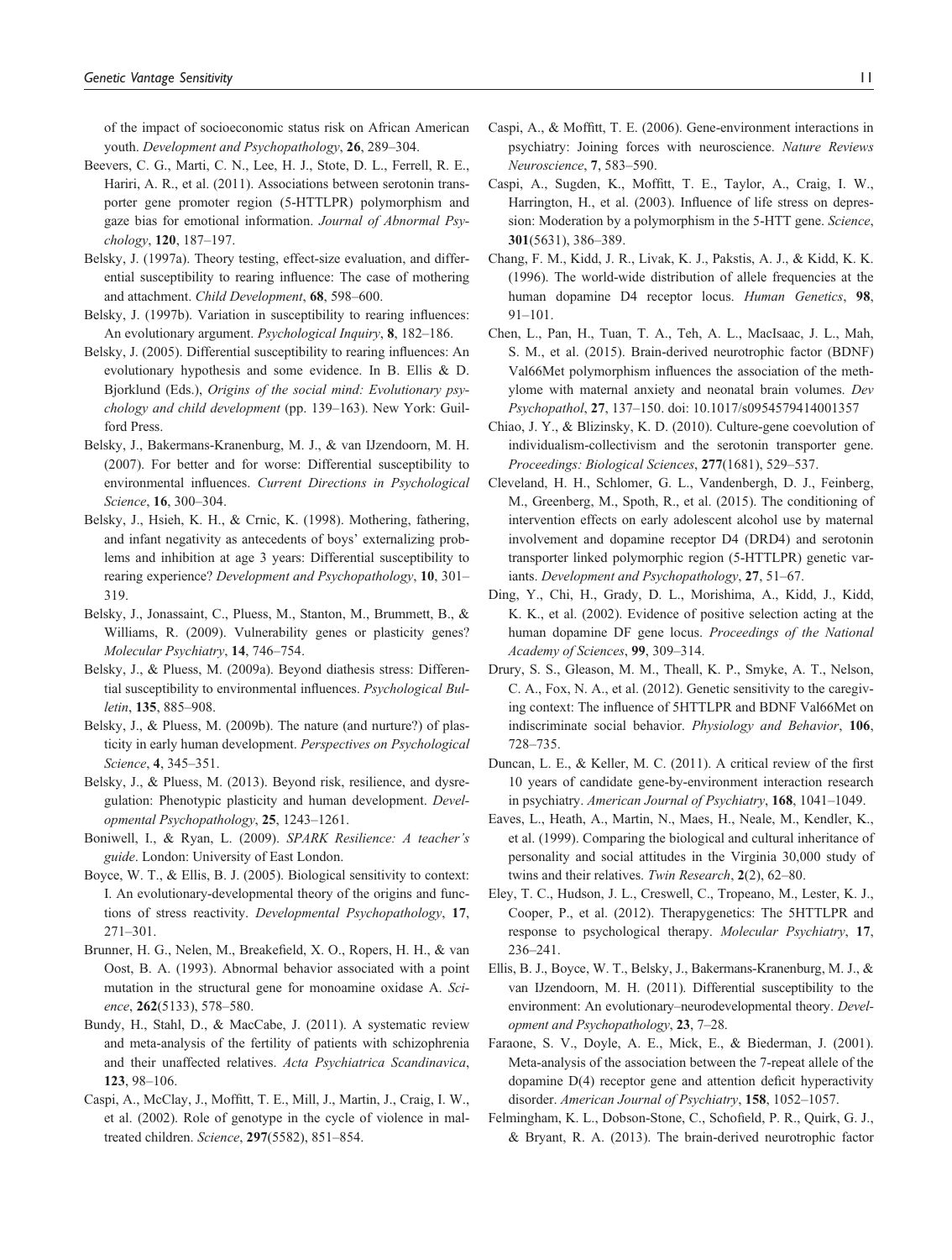of the impact of socioeconomic status risk on African American youth. *Development and Psychopathology*, **26**, 289–304.

Beevers, C. G., Marti, C. N., Lee, H. J., Stote, D. L., Ferrell, R. E., Hariri, A. R., et al. (2011). Associations between serotonin transporter gene promoter region (5-HTTLPR) polymorphism and gaze bias for emotional information. *Journal of Abnormal Psychology*, **120**, 187–197.

Belsky, J. (1997a). Theory testing, effect-size evaluation, and differential susceptibility to rearing influence: The case of mothering and attachment. *Child Development*, **68**, 598–600.

Belsky, J. (1997b). Variation in susceptibility to rearing influences: An evolutionary argument. *Psychological Inquiry*, **8**, 182–186.

Belsky, J. (2005). Differential susceptibility to rearing influences: An evolutionary hypothesis and some evidence. In B. Ellis & D. Bjorklund (Eds.), *Origins of the social mind: Evolutionary psychology and child development* (pp. 139–163). New York: Guilford Press.

Belsky, J., Bakermans-Kranenburg, M. J., & van IJzendoorn, M. H. (2007). For better and for worse: Differential susceptibility to environmental influences. *Current Directions in Psychological Science*, **16**, 300–304.

Belsky, J., Hsieh, K. H., & Crnic, K. (1998). Mothering, fathering, and infant negativity as antecedents of boys' externalizing problems and inhibition at age 3 years: Differential susceptibility to rearing experience? *Development and Psychopathology*, **10**, 301–319.

Belsky, J., Jonassaint, C., Pluess, M., Stanton, M., Brummett, B., & Williams, R. (2009). Vulnerability genes or plasticity genes? *Molecular Psychiatry*, **14**, 746–754.

Belsky, J., & Pluess, M. (2009a). Beyond diathesis stress: Differential susceptibility to environmental influences. *Psychological Bulletin*, **135**, 885–908.

Belsky, J., & Pluess, M. (2009b). The nature (and nurture?) of plasticity in early human development. *Perspectives on Psychological Science*, **4**, 345–351.

Belsky, J., & Pluess, M. (2013). Beyond risk, resilience, and dysregulation: Phenotypic plasticity and human development. *Developmental Psychopathology*, **25**, 1243–1261.

Boniwell, I., & Ryan, L. (2009). *SPARK Resilience: A teacher's guide*. London: University of East London.

Boyce, W. T., & Ellis, B. J. (2005). Biological sensitivity to context: I. An evolutionary-developmental theory of the origins and functions of stress reactivity. *Developmental Psychopathology*, **17**, 271–301.

Brunner, H. G., Nelen, M., Breakefield, X. O., Ropers, H. H., & van Oost, B. A. (1993). Abnormal behavior associated with a point mutation in the structural gene for monoamine oxidase A. *Science*, **262**(5133), 578–580.

Bundy, H., Stahl, D., & MacCabe, J. (2011). A systematic review and meta-analysis of the fertility of patients with schizophrenia and their unaffected relatives. *Acta Psychiatrica Scandinavica*, **123**, 98–106.

Caspi, A., McClay, J., Moffitt, T. E., Mill, J., Martin, J., Craig, I. W., et al. (2002). Role of genotype in the cycle of violence in maltreated children. *Science*, **297**(5582), 851–854.

Caspi, A., & Moffitt, T. E. (2006). Gene-environment interactions in psychiatry: Joining forces with neuroscience. *Nature Reviews Neuroscience*, **7**, 583–590.

Caspi, A., Sugden, K., Moffitt, T. E., Taylor, A., Craig, I. W., Harrington, H., et al. (2003). Influence of life stress on depression: Moderation by a polymorphism in the 5-HTT gene. *Science*, **301**(5631), 386–389.

Chang, F. M., Kidd, J. R., Livak, K. J., Pakstis, A. J., & Kidd, K. K. (1996). The world-wide distribution of allele frequencies at the human dopamine D4 receptor locus. *Human Genetics*, **98**, 91–101.

Chen, L., Pan, H., Tuan, T. A., Teh, A. L., MacIsaac, J. L., Mah, S. M., et al. (2015). Brain-derived neurotrophic factor (BDNF) Val66Met polymorphism influences the association of the methylome with maternal anxiety and neonatal brain volumes. *Dev Psychopathol*, **27**, 137–150. doi: 10.1017/s0954579414001357

Chiao, J. Y., & Blizinsky, K. D. (2010). Culture-gene coevolution of individualism-collectivism and the serotonin transporter gene. *Proceedings: Biological Sciences*, **277**(1681), 529–537.

Cleveland, H. H., Schlomer, G. L., Vandenbergh, D. J., Feinberg, M., Greenberg, M., Spoth, R., et al. (2015). The conditioning of intervention effects on early adolescent alcohol use by maternal involvement and dopamine receptor D4 (DRD4) and serotonin transporter linked polymorphic region (5-HTTLPR) genetic variants. *Development and Psychopathology*, **27**, 51–67.

Ding, Y., Chi, H., Grady, D. L., Morishima, A., Kidd, J., Kidd, K. K., et al. (2002). Evidence of positive selection acting at the human dopamine DF gene locus. *Proceedings of the National Academy of Sciences*, **99**, 309–314.

Drury, S. S., Gleason, M. M., Theall, K. P., Smyke, A. T., Nelson, C. A., Fox, N. A., et al. (2012). Genetic sensitivity to the caregiving context: The influence of 5HTTLPR and BDNF Val66Met on indiscriminate social behavior. *Physiology and Behavior*, **106**, 728–735.

Duncan, L. E., & Keller, M. C. (2011). A critical review of the first 10 years of candidate gene-by-environment interaction research in psychiatry. *American Journal of Psychiatry*, **168**, 1041–1049.

Eaves, L., Heath, A., Martin, N., Maes, H., Neale, M., Kendler, K., et al. (1999). Comparing the biological and cultural inheritance of personality and social attitudes in the Virginia 30,000 study of twins and their relatives. *Twin Research*, **2**(2), 62–80.

Eley, T. C., Hudson, J. L., Creswell, C., Tropeano, M., Lester, K. J., Cooper, P., et al. (2012). Therapygenetics: The 5HTTLPR and response to psychological therapy. *Molecular Psychiatry*, **17**, 236–241.

Ellis, B. J., Boyce, W. T., Belsky, J., Bakermans-Kranenburg, M. J., & van IJzendoorn, M. H. (2011). Differential susceptibility to the environment: An evolutionary–neurodevelopmental theory. *Development and Psychopathology*, **23**, 7–28.

Faraone, S. V., Doyle, A. E., Mick, E., & Biederman, J. (2001). Meta-analysis of the association between the 7-repeat allele of the dopamine D(4) receptor gene and attention deficit hyperactivity disorder. *American Journal of Psychiatry*, **158**, 1052–1057.

Felmingham, K. L., Dobson-Stone, C., Schofield, P. R., Quirk, G. J., & Bryant, R. A. (2013). The brain-derived neurotrophic factor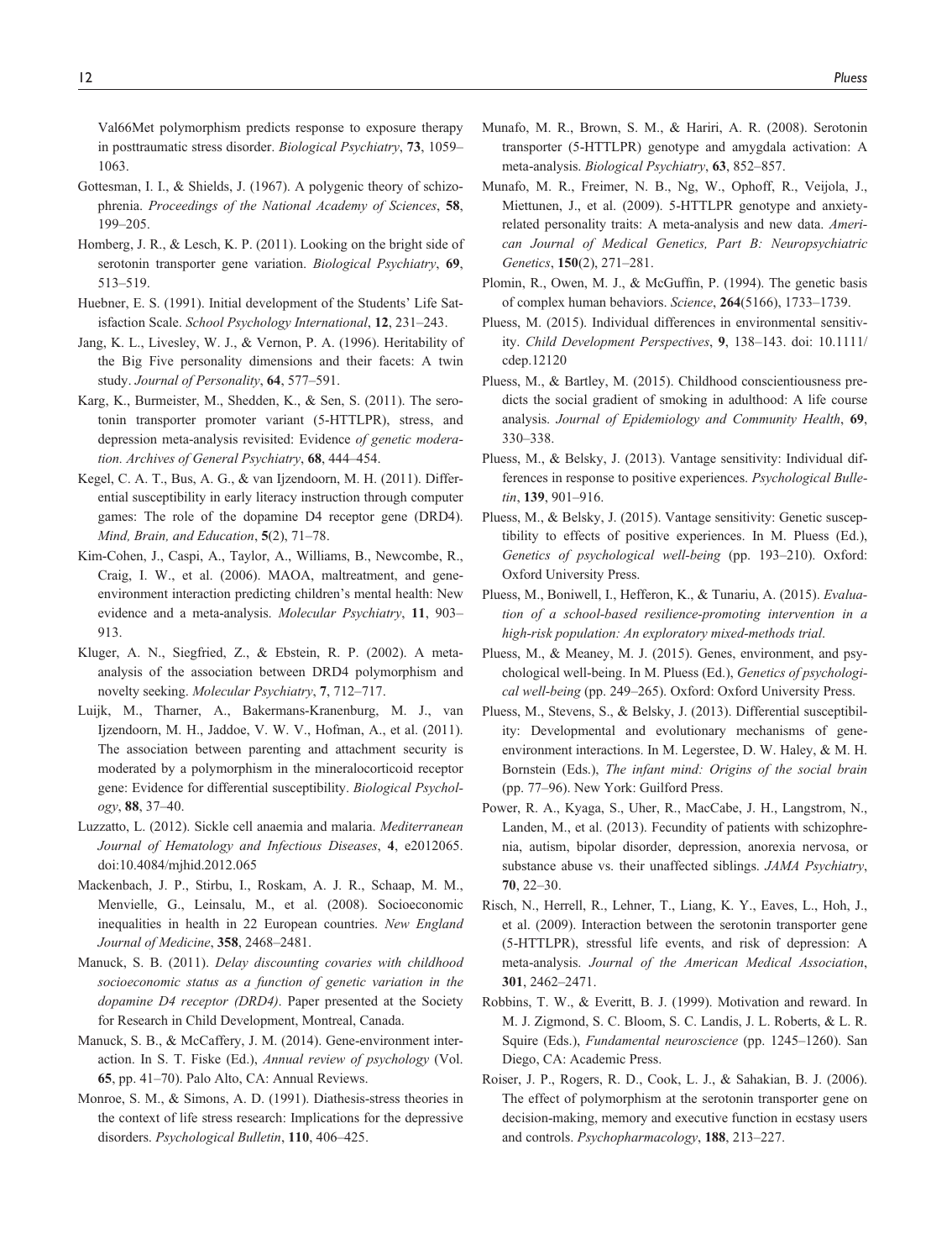Val66Met polymorphism predicts response to exposure therapy in posttraumatic stress disorder. *Biological Psychiatry*, **73**, 1059–1063.

Gottesman, I. I., & Shields, J. (1967). A polygenic theory of schizophrenia. *Proceedings of the National Academy of Sciences*, **58**, 199–205.

Homberg, J. R., & Lesch, K. P. (2011). Looking on the bright side of serotonin transporter gene variation. *Biological Psychiatry*, **69**, 513–519.

Huebner, E. S. (1991). Initial development of the Students' Life Satisfaction Scale. *School Psychology International*, **12**, 231–243.

Jang, K. L., Livesley, W. J., & Vernon, P. A. (1996). Heritability of the Big Five personality dimensions and their facets: A twin study. *Journal of Personality*, **64**, 577–591.

Karg, K., Burmeister, M., Shedden, K., & Sen, S. (2011). The serotonin transporter promoter variant (5-HTTLPR), stress, and depression meta-analysis revisited: Evidence *of genetic moderation. Archives of General Psychiatry*, **68**, 444–454.

Kegel, C. A. T., Bus, A. G., & van Ijzendoorn, M. H. (2011). Differential susceptibility in early literacy instruction through computer games: The role of the dopamine D4 receptor gene (DRD4). *Mind, Brain, and Education*, **5**(2), 71–78.

Kim-Cohen, J., Caspi, A., Taylor, A., Williams, B., Newcombe, R., Craig, I. W., et al. (2006). MAOA, maltreatment, and gene-environment interaction predicting children's mental health: New evidence and a meta-analysis. *Molecular Psychiatry*, **11**, 903–913.

Kluger, A. N., Siegfried, Z., & Ebstein, R. P. (2002). A meta-analysis of the association between DRD4 polymorphism and novelty seeking. *Molecular Psychiatry*, **7**, 712–717.

Luijk, M., Tharner, A., Bakermans-Kranenburg, M. J., van Ijzendoorn, M. H., Jaddoe, V. W. V., Hofman, A., et al. (2011). The association between parenting and attachment security is moderated by a polymorphism in the mineralocorticoid receptor gene: Evidence for differential susceptibility. *Biological Psychology*, **88**, 37–40.

Luzzatto, L. (2012). Sickle cell anaemia and malaria. *Mediterranean Journal of Hematology and Infectious Diseases*, **4**, e2012065. doi:10.4084/mjhid.2012.065

Mackenbach, J. P., Stirbu, I., Roskam, A. J. R., Schaap, M. M., Menvielle, G., Leinsalu, M., et al. (2008). Socioeconomic inequalities in health in 22 European countries. *New England Journal of Medicine*, **358**, 2468–2481.

Manuck, S. B. (2011). *Delay discounting covaries with childhood socioeconomic status as a function of genetic variation in the dopamine D4 receptor (DRD4)*. Paper presented at the Society for Research in Child Development, Montreal, Canada.

Manuck, S. B., & McCaffery, J. M. (2014). Gene-environment interaction. In S. T. Fiske (Ed.), *Annual review of psychology* (Vol. **65**, pp. 41–70). Palo Alto, CA: Annual Reviews.

Monroe, S. M., & Simons, A. D. (1991). Diathesis-stress theories in the context of life stress research: Implications for the depressive disorders. *Psychological Bulletin*, **110**, 406–425.

Munafo, M. R., Brown, S. M., & Hariri, A. R. (2008). Serotonin transporter (5-HTTLPR) genotype and amygdala activation: A meta-analysis. *Biological Psychiatry*, **63**, 852–857.

Munafo, M. R., Freimer, N. B., Ng, W., Ophoff, R., Veijola, J., Miettunen, J., et al. (2009). 5-HTTLPR genotype and anxiety-related personality traits: A meta-analysis and new data. *American Journal of Medical Genetics, Part B: Neuropsychiatric Genetics*, **150**(2), 271–281.

Plomin, R., Owen, M. J., & McGuffin, P. (1994). The genetic basis of complex human behaviors. *Science*, **264**(5166), 1733–1739.

Pluess, M. (2015). Individual differences in environmental sensitivity. *Child Development Perspectives*, **9**, 138–143. doi: 10.1111/cdep.12120

Pluess, M., & Bartley, M. (2015). Childhood conscientiousness predicts the social gradient of smoking in adulthood: A life course analysis. *Journal of Epidemiology and Community Health*, **69**, 330–338.

Pluess, M., & Belsky, J. (2013). Vantage sensitivity: Individual differences in response to positive experiences. *Psychological Bulletin*, **139**, 901–916.

Pluess, M., & Belsky, J. (2015). Vantage sensitivity: Genetic susceptibility to effects of positive experiences. In M. Pluess (Ed.), *Genetics of psychological well-being* (pp. 193–210). Oxford: Oxford University Press.

Pluess, M., Boniwell, I., Hefferon, K., & Tunariu, A. (2015). *Evaluation of a school-based resilience-promoting intervention in a high-risk population: An exploratory mixed-methods trial*.

Pluess, M., & Meaney, M. J. (2015). Genes, environment, and psychological well-being. In M. Pluess (Ed.), *Genetics of psychological well-being* (pp. 249–265). Oxford: Oxford University Press.

Pluess, M., Stevens, S., & Belsky, J. (2013). Differential susceptibility: Developmental and evolutionary mechanisms of gene-environment interactions. In M. Legerstee, D. W. Haley, & M. H. Bornstein (Eds.), *The infant mind: Origins of the social brain* (pp. 77–96). New York: Guilford Press.

Power, R. A., Kyaga, S., Uher, R., MacCabe, J. H., Langstrom, N., Landen, M., et al. (2013). Fecundity of patients with schizophrenia, autism, bipolar disorder, depression, anorexia nervosa, or substance abuse vs. their unaffected siblings. *JAMA Psychiatry*, **70**, 22–30.

Risch, N., Herrell, R., Lehner, T., Liang, K. Y., Eaves, L., Hoh, J., et al. (2009). Interaction between the serotonin transporter gene (5-HTTLPR), stressful life events, and risk of depression: A meta-analysis. *Journal of the American Medical Association*, **301**, 2462–2471.

Robbins, T. W., & Everitt, B. J. (1999). Motivation and reward. In M. J. Zigmond, S. C. Bloom, S. C. Landis, J. L. Roberts, & L. R. Squire (Eds.), *Fundamental neuroscience* (pp. 1245–1260). San Diego, CA: Academic Press.

Roiser, J. P., Rogers, R. D., Cook, L. J., & Sahakian, B. J. (2006). The effect of polymorphism at the serotonin transporter gene on decision-making, memory and executive function in ecstasy users and controls. *Psychopharmacology*, **188**, 213–227.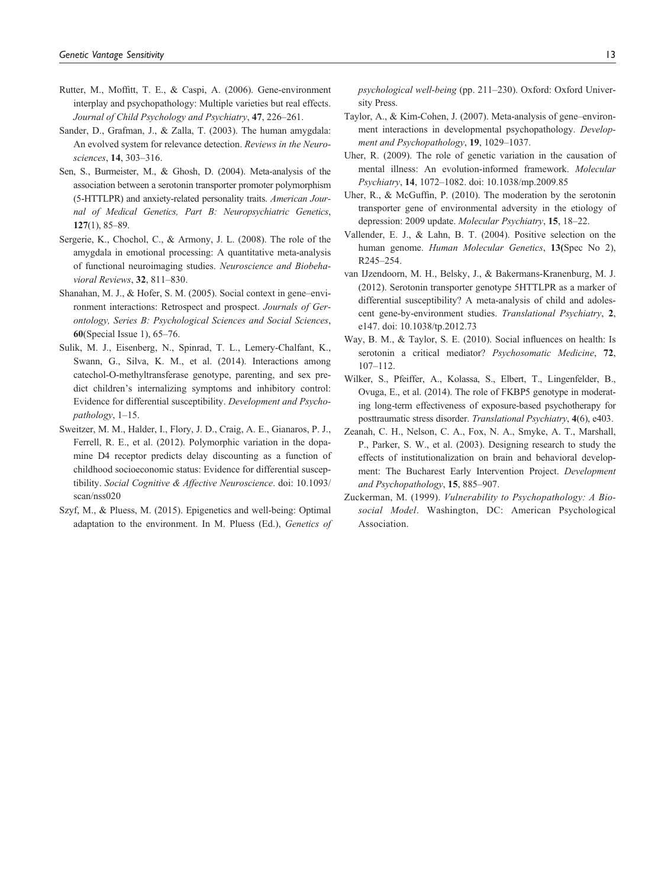Rutter, M., Moffitt, T. E., & Caspi, A. (2006). Gene-environment interplay and psychopathology: Multiple varieties but real effects. *Journal of Child Psychology and Psychiatry*, **47**, 226–261.

Sander, D., Grafman, J., & Zalla, T. (2003). The human amygdala: An evolved system for relevance detection. *Reviews in the Neurosciences*, **14**, 303–316.

Sen, S., Burmeister, M., & Ghosh, D. (2004). Meta-analysis of the association between a serotonin transporter promoter polymorphism (5-HTTLPR) and anxiety-related personality traits. *American Journal of Medical Genetics, Part B: Neuropsychiatric Genetics*, **127**(1), 85–89.

Sergerie, K., Chochol, C., & Armony, J. L. (2008). The role of the amygdala in emotional processing: A quantitative meta-analysis of functional neuroimaging studies. *Neuroscience and Biobehavioral Reviews*, **32**, 811–830.

Shanahan, M. J., & Hofer, S. M. (2005). Social context in gene–environment interactions: Retrospect and prospect. *Journals of Gerontology, Series B: Psychological Sciences and Social Sciences*, **60**(Special Issue 1), 65–76.

Sulik, M. J., Eisenberg, N., Spinrad, T. L., Lemery-Chalfant, K., Swann, G., Silva, K. M., et al. (2014). Interactions among catechol-O-methyltransferase genotype, parenting, and sex predict children's internalizing symptoms and inhibitory control: Evidence for differential susceptibility. *Development and Psychopathology*, 1–15.

Sweitzer, M. M., Halder, I., Flory, J. D., Craig, A. E., Gianaros, P. J., Ferrell, R. E., et al. (2012). Polymorphic variation in the dopamine D4 receptor predicts delay discounting as a function of childhood socioeconomic status: Evidence for differential susceptibility. *Social Cognitive & Affective Neuroscience*. doi: 10.1093/scan/nss020

Szyf, M., & Pluess, M. (2015). Epigenetics and well-being: Optimal adaptation to the environment. In M. Pluess (Ed.), *Genetics of psychological well-being* (pp. 211–230). Oxford: Oxford University Press.

Taylor, A., & Kim-Cohen, J. (2007). Meta-analysis of gene–environment interactions in developmental psychopathology. *Development and Psychopathology*, **19**, 1029–1037.

Uher, R. (2009). The role of genetic variation in the causation of mental illness: An evolution-informed framework. *Molecular Psychiatry*, **14**, 1072–1082. doi: 10.1038/mp.2009.85

Uher, R., & McGuffin, P. (2010). The moderation by the serotonin transporter gene of environmental adversity in the etiology of depression: 2009 update. *Molecular Psychiatry*, **15**, 18–22.

Vallender, E. J., & Lahn, B. T. (2004). Positive selection on the human genome. *Human Molecular Genetics*, **13**(Spec No 2), R245–254.

van IJzendoorn, M. H., Belsky, J., & Bakermans-Kranenburg, M. J. (2012). Serotonin transporter genotype 5HTTLPR as a marker of differential susceptibility? A meta-analysis of child and adolescent gene-by-environment studies. *Translational Psychiatry*, **2**, e147. doi: 10.1038/tp.2012.73

Way, B. M., & Taylor, S. E. (2010). Social influences on health: Is serotonin a critical mediator? *Psychosomatic Medicine*, **72**, 107–112.

Wilker, S., Pfeiffer, A., Kolassa, S., Elbert, T., Lingenfelder, B., Ovuga, E., et al. (2014). The role of FKBP5 genotype in moderating long-term effectiveness of exposure-based psychotherapy for posttraumatic stress disorder. *Translational Psychiatry*, **4**(6), e403.

Zeanah, C. H., Nelson, C. A., Fox, N. A., Smyke, A. T., Marshall, P., Parker, S. W., et al. (2003). Designing research to study the effects of institutionalization on brain and behavioral development: The Bucharest Early Intervention Project. *Development and Psychopathology*, **15**, 885–907.

Zuckerman, M. (1999). *Vulnerability to Psychopathology: A Biosocial Model*. Washington, DC: American Psychological Association.